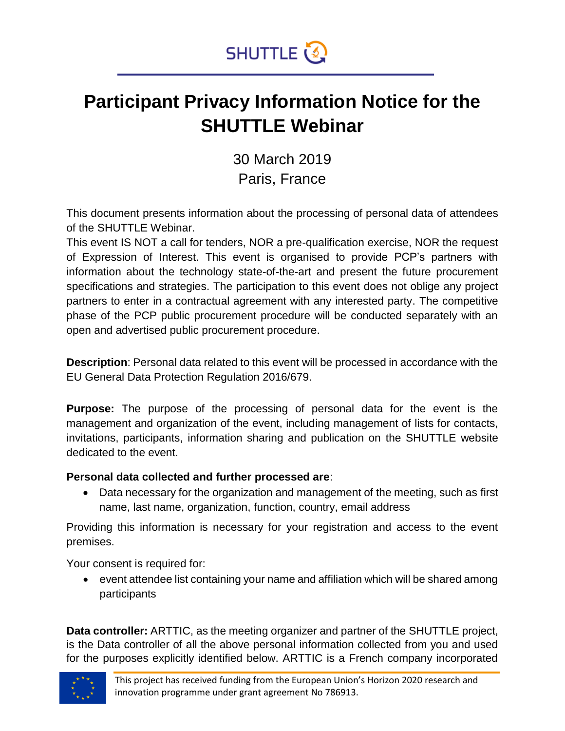SHUTTLE

# Participant Privacy Information Notice for the SHUTTLE Webinar

30 March 2019
Paris, France

This document presents information about the processing of personal data of attendees of the SHUTTLE Webinar.
This event IS NOT a call for tenders, NOR a pre-qualification exercise, NOR the request of Expression of Interest. This event is organised to provide PCP's partners with information about the technology state-of-the-art and present the future procurement specifications and strategies. The participation to this event does not oblige any project partners to enter in a contractual agreement with any interested party. The competitive phase of the PCP public procurement procedure will be conducted separately with an open and advertised public procurement procedure.

**Description**: Personal data related to this event will be processed in accordance with the EU General Data Protection Regulation 2016/679.

**Purpose:** The purpose of the processing of personal data for the event is the management and organization of the event, including management of lists for contacts, invitations, participants, information sharing and publication on the SHUTTLE website dedicated to the event.

**Personal data collected and further processed are**:

- Data necessary for the organization and management of the meeting, such as first name, last name, organization, function, country, email address

Providing this information is necessary for your registration and access to the event premises.

Your consent is required for:

- event attendee list containing your name and affiliation which will be shared among participants

**Data controller:** ARTTIC, as the meeting organizer and partner of the SHUTTLE project, is the Data controller of all the above personal information collected from you and used for the purposes explicitly identified below. ARTTIC is a French company incorporated

This project has received funding from the European Union's Horizon 2020 research and innovation programme under grant agreement No 786913.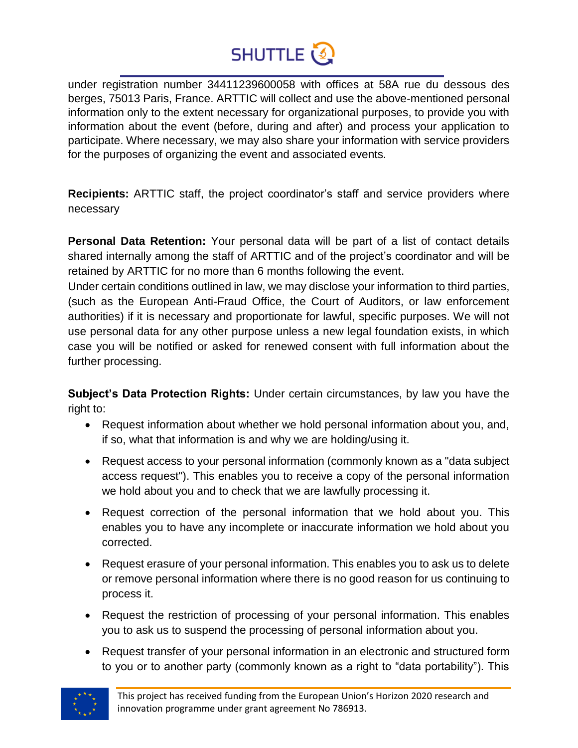under registration number 34411239600058 with offices at 58A rue du dessous des berges, 75013 Paris, France. ARTTIC will collect and use the above-mentioned personal information only to the extent necessary for organizational purposes, to provide you with information about the event (before, during and after) and process your application to participate. Where necessary, we may also share your information with service providers for the purposes of organizing the event and associated events.

**Recipients:** ARTTIC staff, the project coordinator's staff and service providers where necessary

**Personal Data Retention:** Your personal data will be part of a list of contact details shared internally among the staff of ARTTIC and of the project's coordinator and will be retained by ARTTIC for no more than 6 months following the event.

Under certain conditions outlined in law, we may disclose your information to third parties, (such as the European Anti-Fraud Office, the Court of Auditors, or law enforcement authorities) if it is necessary and proportionate for lawful, specific purposes. We will not use personal data for any other purpose unless a new legal foundation exists, in which case you will be notified or asked for renewed consent with full information about the further processing.

**Subject's Data Protection Rights:** Under certain circumstances, by law you have the right to:

- Request information about whether we hold personal information about you, and, if so, what that information is and why we are holding/using it.
- Request access to your personal information (commonly known as a "data subject access request"). This enables you to receive a copy of the personal information we hold about you and to check that we are lawfully processing it.
- Request correction of the personal information that we hold about you. This enables you to have any incomplete or inaccurate information we hold about you corrected.
- Request erasure of your personal information. This enables you to ask us to delete or remove personal information where there is no good reason for us continuing to process it.
- Request the restriction of processing of your personal information. This enables you to ask us to suspend the processing of personal information about you.
- Request transfer of your personal information in an electronic and structured form to you or to another party (commonly known as a right to "data portability"). This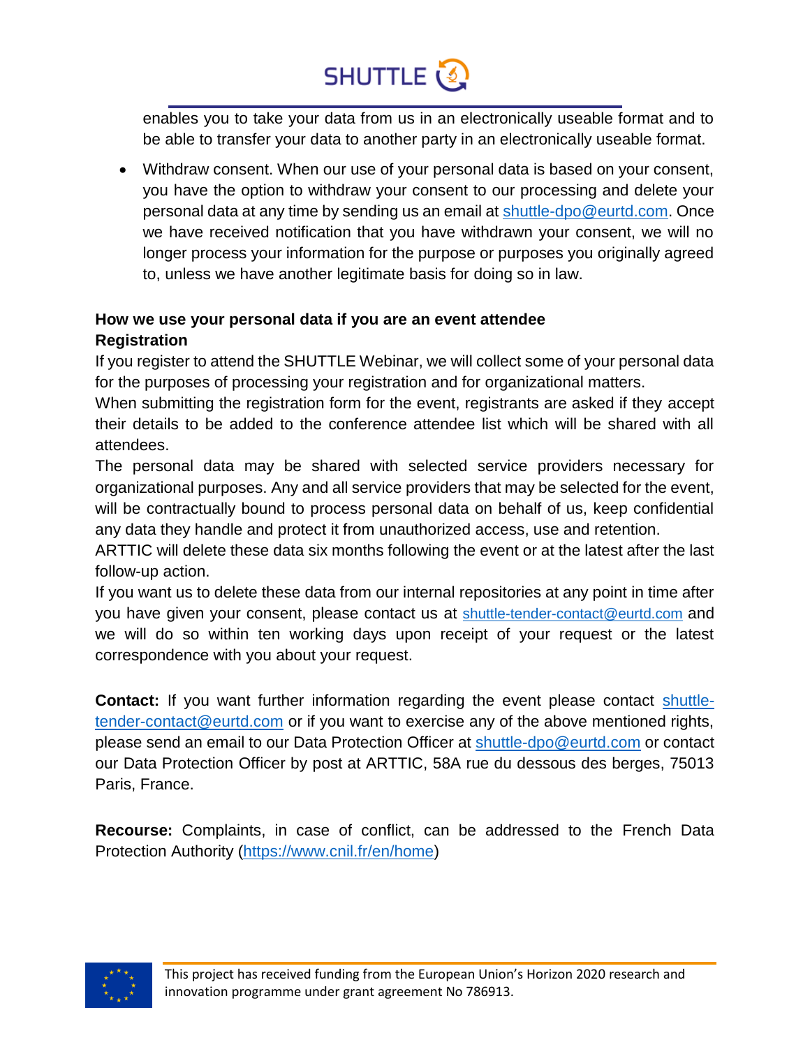enables you to take your data from us in an electronically useable format and to be able to transfer your data to another party in an electronically useable format.

- Withdraw consent. When our use of your personal data is based on your consent, you have the option to withdraw your consent to our processing and delete your personal data at any time by sending us an email at shuttle-dpo@eurtd.com. Once we have received notification that you have withdrawn your consent, we will no longer process your information for the purpose or purposes you originally agreed to, unless we have another legitimate basis for doing so in law.

**How we use your personal data if you are an event attendee**

**Registration**

If you register to attend the SHUTTLE Webinar, we will collect some of your personal data for the purposes of processing your registration and for organizational matters.

When submitting the registration form for the event, registrants are asked if they accept their details to be added to the conference attendee list which will be shared with all attendees.

The personal data may be shared with selected service providers necessary for organizational purposes. Any and all service providers that may be selected for the event, will be contractually bound to process personal data on behalf of us, keep confidential any data they handle and protect it from unauthorized access, use and retention.

ARTTIC will delete these data six months following the event or at the latest after the last follow-up action.

If you want us to delete these data from our internal repositories at any point in time after you have given your consent, please contact us at shuttle-tender-contact@eurtd.com and we will do so within ten working days upon receipt of your request or the latest correspondence with you about your request.

**Contact:** If you want further information regarding the event please contact shuttle-tender-contact@eurtd.com or if you want to exercise any of the above mentioned rights, please send an email to our Data Protection Officer at shuttle-dpo@eurtd.com or contact our Data Protection Officer by post at ARTTIC, 58A rue du dessous des berges, 75013 Paris, France.

**Recourse:** Complaints, in case of conflict, can be addressed to the French Data Protection Authority (https://www.cnil.fr/en/home)

This project has received funding from the European Union's Horizon 2020 research and innovation programme under grant agreement No 786913.